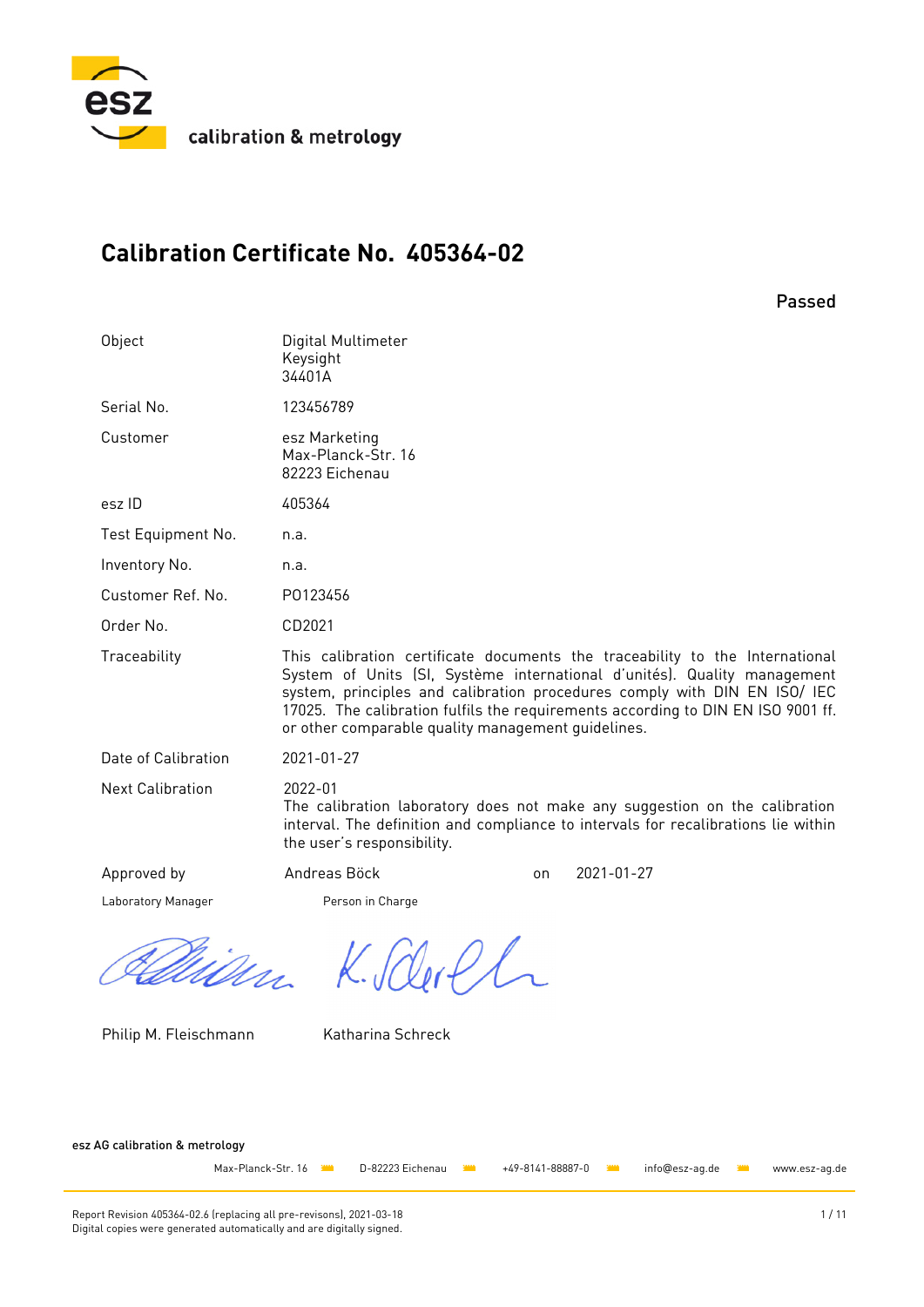esz calibration & metrology

# Calibration Certificate No. 405364-02

Passed

| | |
|---|---|
| Object | Digital Multimeter<br>Keysight<br>34401A |
| Serial No. | 123456789 |
| Customer | esz Marketing<br>Max-Planck-Str. 16<br>82223 Eichenau |
| esz ID | 405364 |
| Test Equipment No. | n.a. |
| Inventory No. | n.a. |
| Customer Ref. No. | PO123456 |
| Order No. | CD2021 |
| Traceability | This calibration certificate documents the traceability to the International System of Units (SI, Système international d'unités). Quality management system, principles and calibration procedures comply with DIN EN ISO/ IEC 17025. The calibration fulfils the requirements according to DIN EN ISO 9001 ff. or other comparable quality management guidelines. |
| Date of Calibration | 2021-01-27 |
| Next Calibration | 2022-01<br>The calibration laboratory does not make any suggestion on the calibration interval. The definition and compliance to intervals for recalibrations lie within the user's responsibility. |
| Approved by | Andreas Böck on 2021-01-27 |

| Laboratory Manager | Person in Charge |
|---|---|
| Philip M. Fleischmann | Katharina Schreck |

esz AG calibration & metrology

Max-Planck-Str. 16 · D-82223 Eichenau · +49-8141-88887-0 · info@esz-ag.de · www.esz-ag.de

Report Revision 405364-02.6 (replacing all pre-revisons), 2021-03-18
Digital copies were generated automatically and are digitally signed.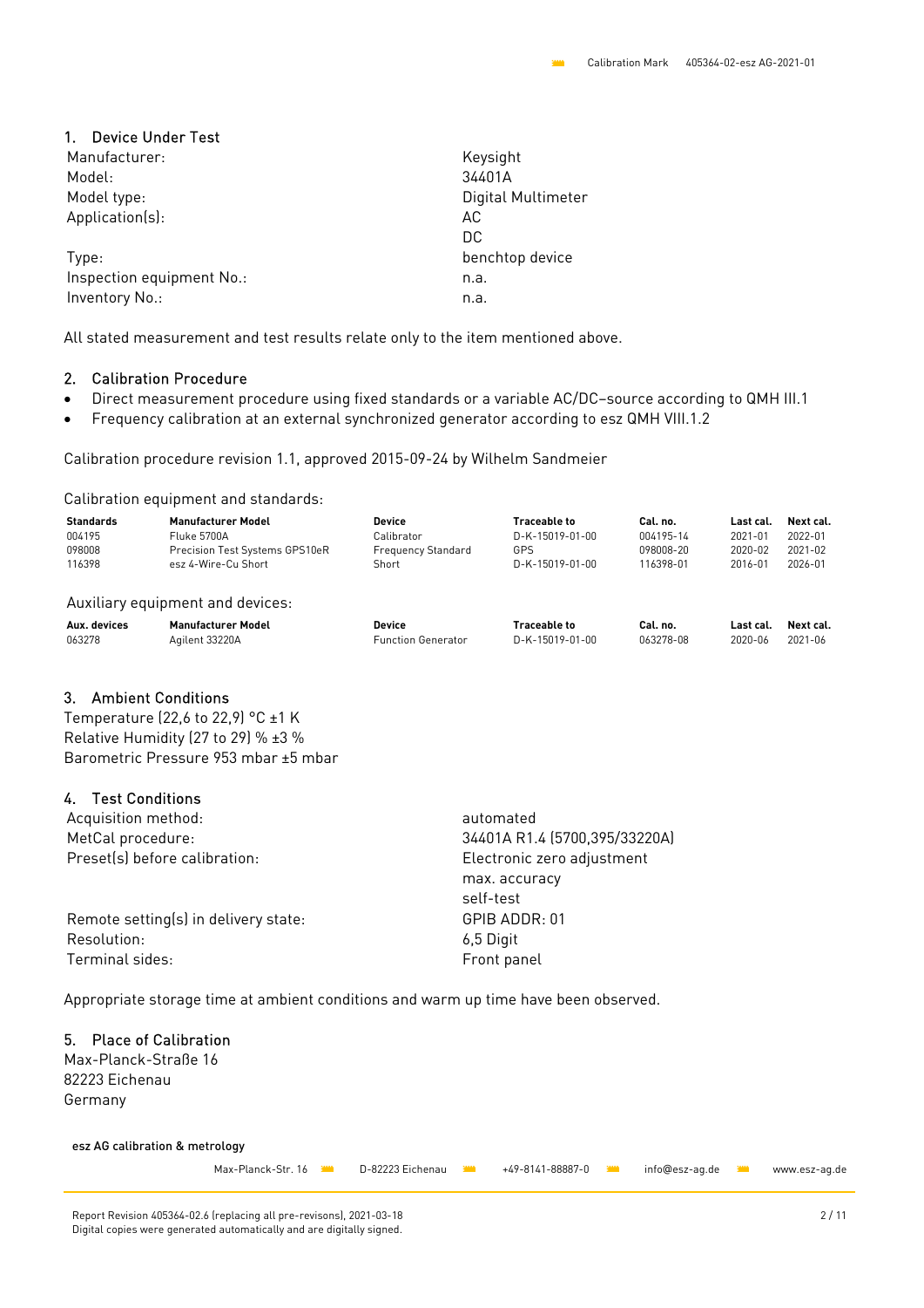## 1. Device Under Test

| | |
|---|---|
| Manufacturer: | Keysight |
| Model: | 34401A |
| Model type: | Digital Multimeter |
| Application(s): | AC<br>DC |
| Type: | benchtop device |
| Inspection equipment No.: | n.a. |
| Inventory No.: | n.a. |

All stated measurement and test results relate only to the item mentioned above.

## 2. Calibration Procedure

- Direct measurement procedure using fixed standards or a variable AC/DC–source according to QMH III.1
- Frequency calibration at an external synchronized generator according to esz QMH VIII.1.2

Calibration procedure revision 1.1, approved 2015-09-24 by Wilhelm Sandmeier

Calibration equipment and standards:

| Standards | Manufacturer Model | Device | Traceable to | Cal. no. | Last cal. | Next cal. |
|---|---|---|---|---|---|---|
| 004195 | Fluke 5700A | Calibrator | D-K-15019-01-00 | 004195-14 | 2021-01 | 2022-01 |
| 098008 | Precision Test Systems GPS10eR | Frequency Standard | GPS | 098008-20 | 2020-02 | 2021-02 |
| 116398 | esz 4-Wire-Cu Short | Short | D-K-15019-01-00 | 116398-01 | 2016-01 | 2026-01 |

Auxiliary equipment and devices:

| Aux. devices | Manufacturer Model | Device | Traceable to | Cal. no. | Last cal. | Next cal. |
|---|---|---|---|---|---|---|
| 063278 | Agilent 33220A | Function Generator | D-K-15019-01-00 | 063278-08 | 2020-06 | 2021-06 |

## 3. Ambient Conditions

Temperature (22,6 to 22,9) °C ±1 K
Relative Humidity (27 to 29) % ±3 %
Barometric Pressure 953 mbar ±5 mbar

## 4. Test Conditions

| | |
|---|---|
| Acquisition method: | automated |
| MetCal procedure: | 34401A R1.4 (5700,395/33220A) |
| Preset(s) before calibration: | Electronic zero adjustment<br>max. accuracy<br>self-test |
| Remote setting(s) in delivery state: | GPIB ADDR: 01 |
| Resolution: | 6,5 Digit |
| Terminal sides: | Front panel |

Appropriate storage time at ambient conditions and warm up time have been observed.

## 5. Place of Calibration

Max-Planck-Straße 16
82223 Eichenau
Germany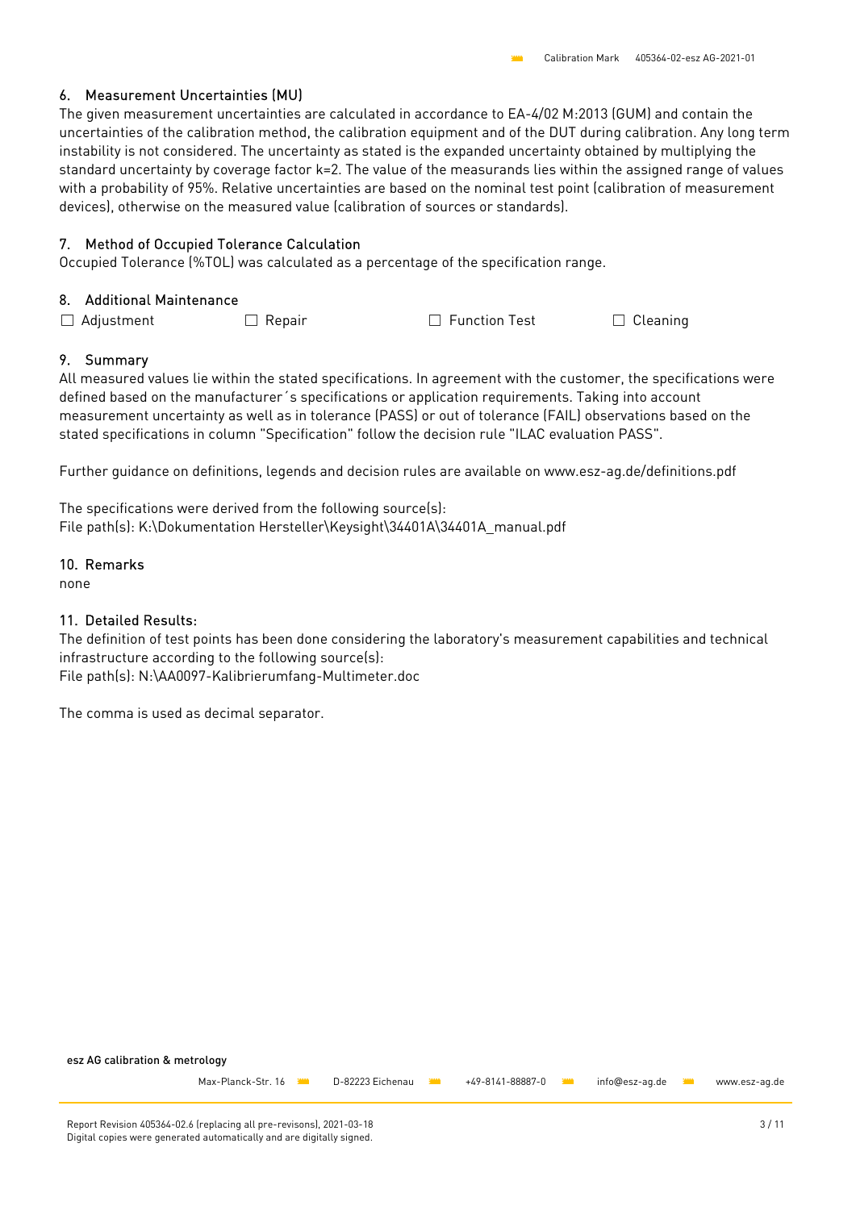## 6. Measurement Uncertainties (MU)

The given measurement uncertainties are calculated in accordance to EA-4/02 M:2013 (GUM) and contain the uncertainties of the calibration method, the calibration equipment and of the DUT during calibration. Any long term instability is not considered. The uncertainty as stated is the expanded uncertainty obtained by multiplying the standard uncertainty by coverage factor k=2. The value of the measurands lies within the assigned range of values with a probability of 95%. Relative uncertainties are based on the nominal test point (calibration of measurement devices), otherwise on the measured value (calibration of sources or standards).

## 7. Method of Occupied Tolerance Calculation

Occupied Tolerance (%TOL) was calculated as a percentage of the specification range.

## 8. Additional Maintenance

☐ Adjustment ☐ Repair ☐ Function Test ☐ Cleaning

## 9. Summary

All measured values lie within the stated specifications. In agreement with the customer, the specifications were defined based on the manufacturer´s specifications or application requirements. Taking into account measurement uncertainty as well as in tolerance (PASS) or out of tolerance (FAIL) observations based on the stated specifications in column "Specification" follow the decision rule "ILAC evaluation PASS".

Further guidance on definitions, legends and decision rules are available on www.esz-ag.de/definitions.pdf

The specifications were derived from the following source(s):
File path(s): K:\Dokumentation Hersteller\Keysight\34401A\34401A_manual.pdf

## 10. Remarks

none

## 11. Detailed Results:

The definition of test points has been done considering the laboratory's measurement capabilities and technical infrastructure according to the following source(s):
File path(s): N:\AA0097-Kalibrierumfang-Multimeter.doc

The comma is used as decimal separator.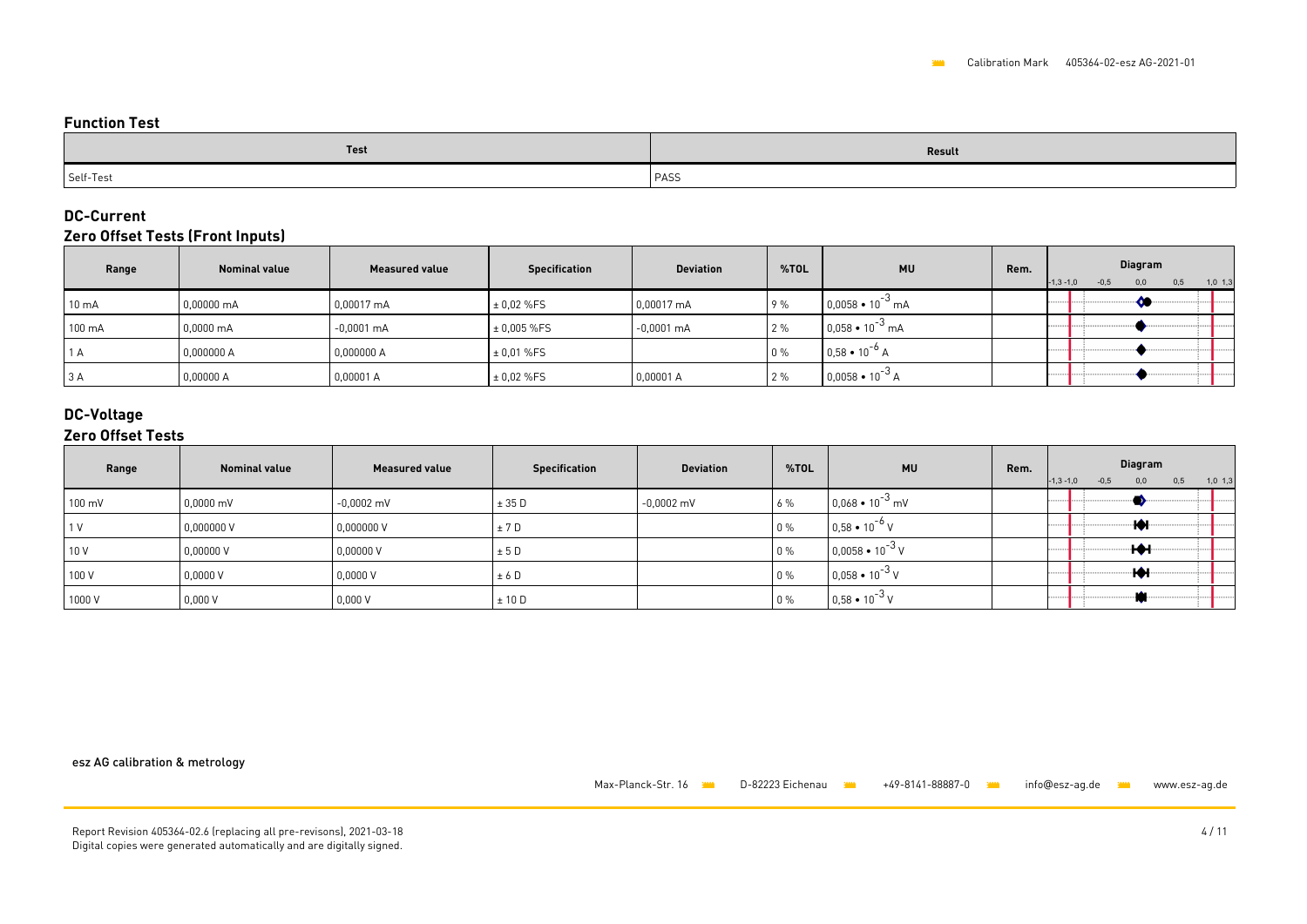Calibration Mark 405364-02-esz AG-2021-01

## Function Test

| Test | Result |
|---|---|
| Self-Test | PASS |

## DC-Current

### Zero Offset Tests (Front Inputs)

| Range | Nominal value | Measured value | Specification | Deviation | %TOL | MU | Rem. | Diagram |
|---|---|---|---|---|---|---|---|---|
| 10 mA | 0,00000 mA | 0,00017 mA | ± 0,02 %FS | 0,00017 mA | 9 % | $0,0058 \bullet 10^{-3}$ mA | | |
| 100 mA | 0,0000 mA | -0,0001 mA | ± 0,005 %FS | -0,0001 mA | 2 % | $0,058 \bullet 10^{-3}$ mA | | |
| 1 A | 0,000000 A | 0,000000 A | ± 0,01 %FS | | 0 % | $0,58 \bullet 10^{-6}$ A | | |
| 3 A | 0,00000 A | 0,00001 A | ± 0,02 %FS | 0,00001 A | 2 % | $0,0058 \bullet 10^{-3}$ A | | |

## DC-Voltage

### Zero Offset Tests

| Range | Nominal value | Measured value | Specification | Deviation | %TOL | MU | Rem. | Diagram |
|---|---|---|---|---|---|---|---|---|
| 100 mV | 0,0000 mV | -0,0002 mV | ± 35 D | -0,0002 mV | 6 % | $0,068 \bullet 10^{-3}$ mV | | |
| 1 V | 0,000000 V | 0,000000 V | ± 7 D | | 0 % | $0,58 \bullet 10^{-6}$ V | | |
| 10 V | 0,00000 V | 0,00000 V | ± 5 D | | 0 % | $0,0058 \bullet 10^{-3}$ V | | |
| 100 V | 0,0000 V | 0,0000 V | ± 6 D | | 0 % | $0,058 \bullet 10^{-3}$ V | | |
| 1000 V | 0,000 V | 0,000 V | ± 10 D | | 0 % | $0,58 \bullet 10^{-3}$ V | | |

esz AG calibration & metrology

Max-Planck-Str. 16 D-82223 Eichenau +49-8141-88887-0 info@esz-ag.de www.esz-ag.de

Report Revision 405364-02.6 (replacing all pre-revisons), 2021-03-18
Digital copies were generated automatically and are digitally signed.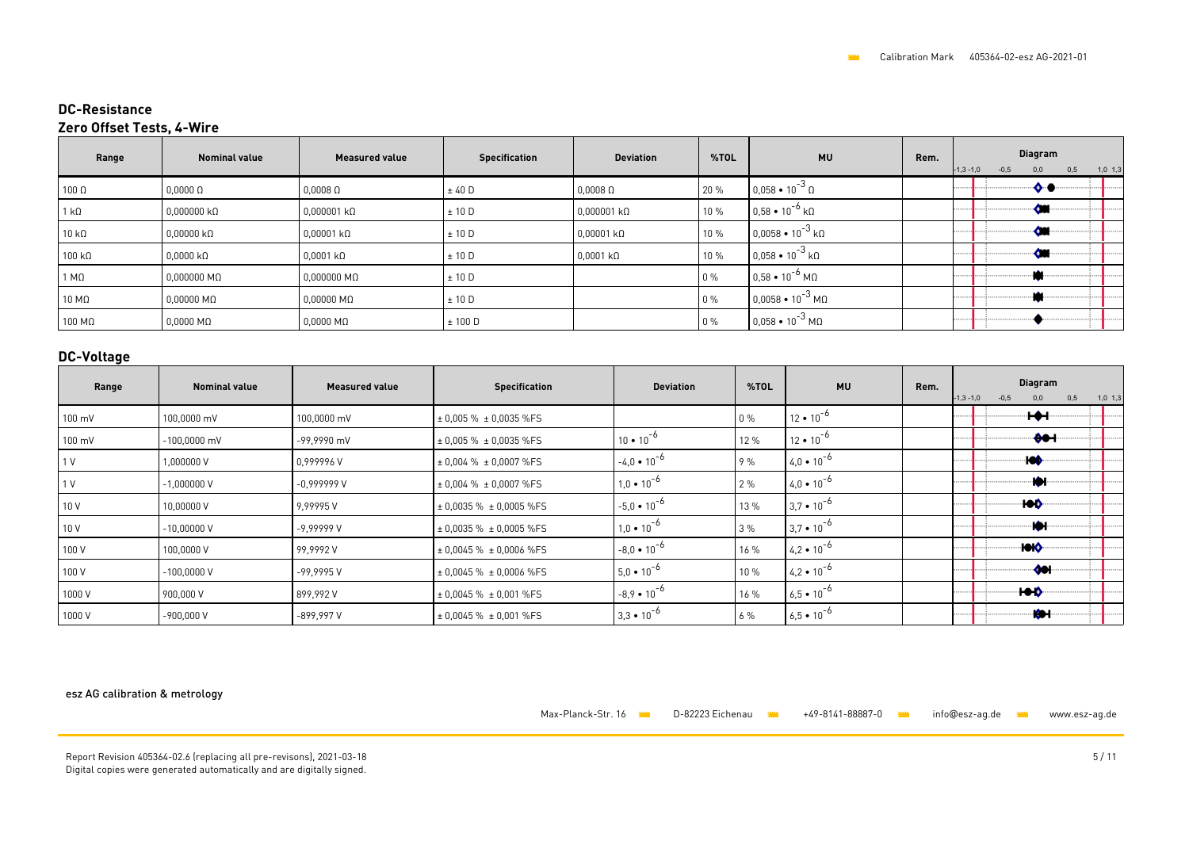## DC-Resistance

### Zero Offset Tests, 4-Wire

| Range | Nominal value | Measured value | Specification | Deviation | %TOL | MU | Rem. | Diagram |
|---|---|---|---|---|---|---|---|---|
| 100 Ω | 0,0000 Ω | 0,0008 Ω | ± 40 D | 0,0008 Ω | 20 % | $0{,}058 \cdot 10^{-3}$ Ω | | |
| 1 kΩ | 0,000000 kΩ | 0,000001 kΩ | ± 10 D | 0,000001 kΩ | 10 % | $0{,}58 \cdot 10^{-6}$ kΩ | | |
| 10 kΩ | 0,00000 kΩ | 0,00001 kΩ | ± 10 D | 0,00001 kΩ | 10 % | $0{,}0058 \cdot 10^{-3}$ kΩ | | |
| 100 kΩ | 0,0000 kΩ | 0,0001 kΩ | ± 10 D | 0,0001 kΩ | 10 % | $0{,}058 \cdot 10^{-3}$ kΩ | | |
| 1 MΩ | 0,000000 MΩ | 0,000000 MΩ | ± 10 D | | 0 % | $0{,}58 \cdot 10^{-6}$ MΩ | | |
| 10 MΩ | 0,00000 MΩ | 0,00000 MΩ | ± 10 D | | 0 % | $0{,}0058 \cdot 10^{-3}$ MΩ | | |
| 100 MΩ | 0,0000 MΩ | 0,0000 MΩ | ± 100 D | | 0 % | $0{,}058 \cdot 10^{-3}$ MΩ | | |

## DC-Voltage

| Range | Nominal value | Measured value | Specification | Deviation | %TOL | MU | Rem. | Diagram |
|---|---|---|---|---|---|---|---|---|
| 100 mV | 100,0000 mV | 100,0000 mV | ± 0,005 % ± 0,0035 %FS | | 0 % | $12 \cdot 10^{-6}$ | | |
| 100 mV | -100,0000 mV | -99,9990 mV | ± 0,005 % ± 0,0035 %FS | $10 \cdot 10^{-6}$ | 12 % | $12 \cdot 10^{-6}$ | | |
| 1 V | 1,000000 V | 0,999996 V | ± 0,004 % ± 0,0007 %FS | $-4{,}0 \cdot 10^{-6}$ | 9 % | $4{,}0 \cdot 10^{-6}$ | | |
| 1 V | -1,000000 V | -0,999999 V | ± 0,004 % ± 0,0007 %FS | $1{,}0 \cdot 10^{-6}$ | 2 % | $4{,}0 \cdot 10^{-6}$ | | |
| 10 V | 10,00000 V | 9,99995 V | ± 0,0035 % ± 0,0005 %FS | $-5{,}0 \cdot 10^{-6}$ | 13 % | $3{,}7 \cdot 10^{-6}$ | | |
| 10 V | -10,00000 V | -9,99999 V | ± 0,0035 % ± 0,0005 %FS | $1{,}0 \cdot 10^{-6}$ | 3 % | $3{,}7 \cdot 10^{-6}$ | | |
| 100 V | 100,0000 V | 99,9992 V | ± 0,0045 % ± 0,0006 %FS | $-8{,}0 \cdot 10^{-6}$ | 16 % | $4{,}2 \cdot 10^{-6}$ | | |
| 100 V | -100,0000 V | -99,9995 V | ± 0,0045 % ± 0,0006 %FS | $5{,}0 \cdot 10^{-6}$ | 10 % | $4{,}2 \cdot 10^{-6}$ | | |
| 1000 V | 900,000 V | 899,992 V | ± 0,0045 % ± 0,001 %FS | $-8{,}9 \cdot 10^{-6}$ | 16 % | $6{,}5 \cdot 10^{-6}$ | | |
| 1000 V | -900,000 V | -899,997 V | ± 0,0045 % ± 0,001 %FS | $3{,}3 \cdot 10^{-6}$ | 6 % | $6{,}5 \cdot 10^{-6}$ | | |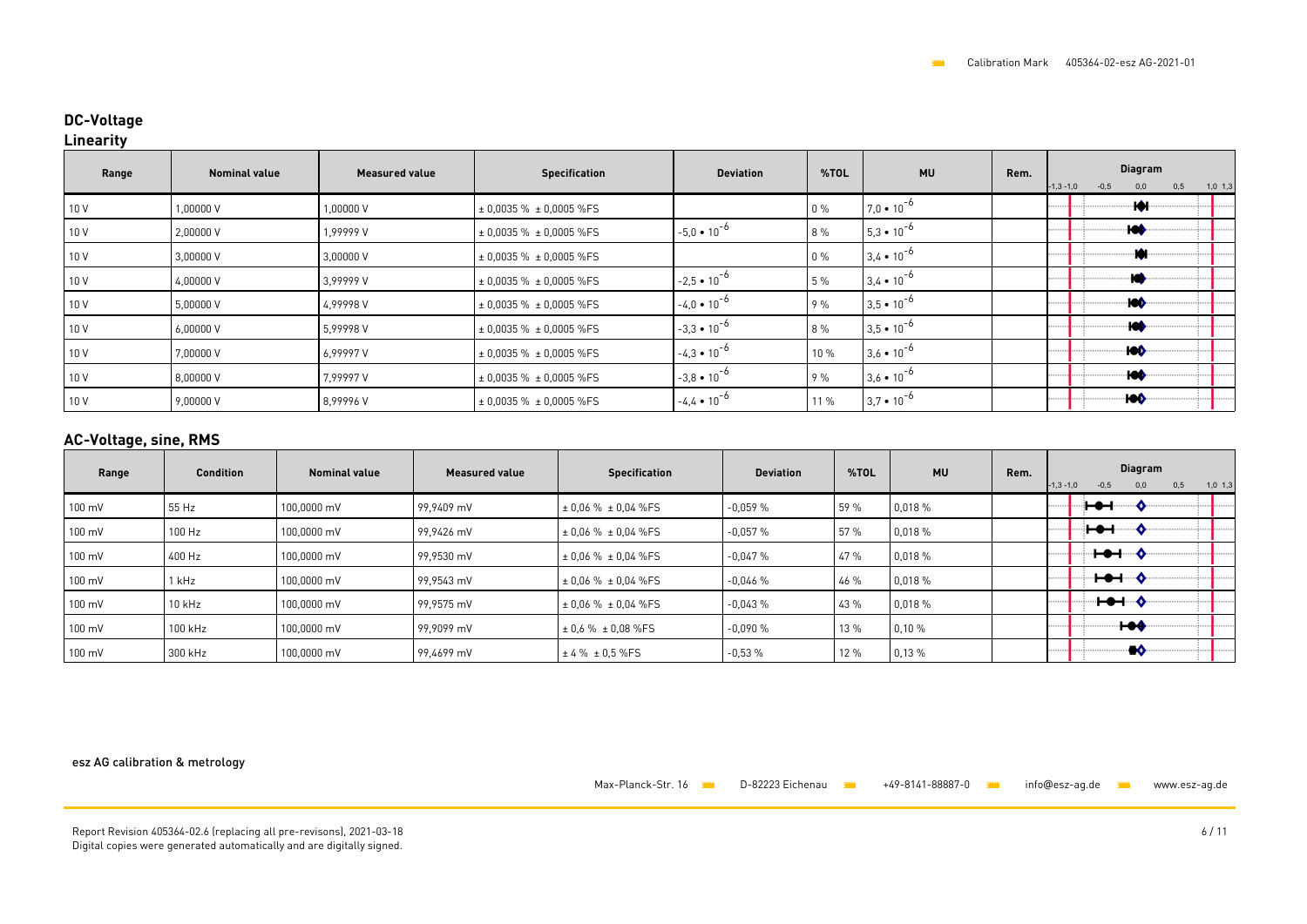## DC-Voltage

### Linearity

| Range | Nominal value | Measured value | Specification | Deviation | %TOL | MU | Rem. | Diagram |
|---|---|---|---|---|---|---|---|---|
| 10 V | 1,00000 V | 1,00000 V | ± 0,0035 % ± 0,0005 %FS | | 0 % | $7{,}0 \cdot 10^{-6}$ | | |
| 10 V | 2,00000 V | 1,99999 V | ± 0,0035 % ± 0,0005 %FS | $-5{,}0 \cdot 10^{-6}$ | 8 % | $5{,}3 \cdot 10^{-6}$ | | |
| 10 V | 3,00000 V | 3,00000 V | ± 0,0035 % ± 0,0005 %FS | | 0 % | $3{,}4 \cdot 10^{-6}$ | | |
| 10 V | 4,00000 V | 3,99999 V | ± 0,0035 % ± 0,0005 %FS | $-2{,}5 \cdot 10^{-6}$ | 5 % | $3{,}4 \cdot 10^{-6}$ | | |
| 10 V | 5,00000 V | 4,99998 V | ± 0,0035 % ± 0,0005 %FS | $-4{,}0 \cdot 10^{-6}$ | 9 % | $3{,}5 \cdot 10^{-6}$ | | |
| 10 V | 6,00000 V | 5,99998 V | ± 0,0035 % ± 0,0005 %FS | $-3{,}3 \cdot 10^{-6}$ | 8 % | $3{,}5 \cdot 10^{-6}$ | | |
| 10 V | 7,00000 V | 6,99997 V | ± 0,0035 % ± 0,0005 %FS | $-4{,}3 \cdot 10^{-6}$ | 10 % | $3{,}6 \cdot 10^{-6}$ | | |
| 10 V | 8,00000 V | 7,99997 V | ± 0,0035 % ± 0,0005 %FS | $-3{,}8 \cdot 10^{-6}$ | 9 % | $3{,}6 \cdot 10^{-6}$ | | |
| 10 V | 9,00000 V | 8,99996 V | ± 0,0035 % ± 0,0005 %FS | $-4{,}4 \cdot 10^{-6}$ | 11 % | $3{,}7 \cdot 10^{-6}$ | | |

## AC-Voltage, sine, RMS

| Range | Condition | Nominal value | Measured value | Specification | Deviation | %TOL | MU | Rem. | Diagram |
|---|---|---|---|---|---|---|---|---|---|
| 100 mV | 55 Hz | 100,0000 mV | 99,9409 mV | ± 0,06 % ± 0,04 %FS | -0,059 % | 59 % | 0,018 % | | |
| 100 mV | 100 Hz | 100,0000 mV | 99,9426 mV | ± 0,06 % ± 0,04 %FS | -0,057 % | 57 % | 0,018 % | | |
| 100 mV | 400 Hz | 100,0000 mV | 99,9530 mV | ± 0,06 % ± 0,04 %FS | -0,047 % | 47 % | 0,018 % | | |
| 100 mV | 1 kHz | 100,0000 mV | 99,9543 mV | ± 0,06 % ± 0,04 %FS | -0,046 % | 46 % | 0,018 % | | |
| 100 mV | 10 kHz | 100,0000 mV | 99,9575 mV | ± 0,06 % ± 0,04 %FS | -0,043 % | 43 % | 0,018 % | | |
| 100 mV | 100 kHz | 100,0000 mV | 99,9099 mV | ± 0,6 % ± 0,08 %FS | -0,090 % | 13 % | 0,10 % | | |
| 100 mV | 300 kHz | 100,0000 mV | 99,4699 mV | ± 4 % ± 0,5 %FS | -0,53 % | 12 % | 0,13 % | | |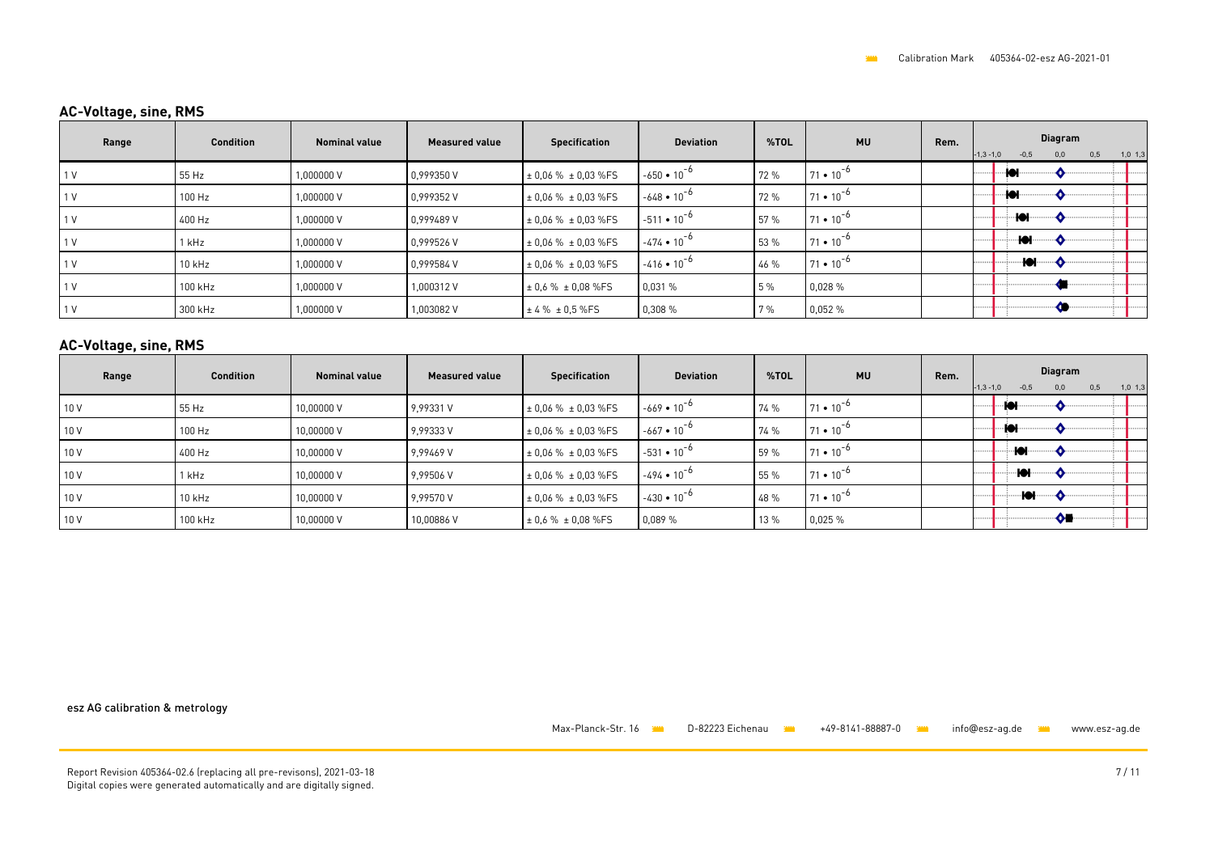## AC-Voltage, sine, RMS

| Range | Condition | Nominal value | Measured value | Specification | Deviation | %TOL | MU | Rem. | Diagram |
|---|---|---|---|---|---|---|---|---|---|
| 1 V | 55 Hz | 1,000000 V | 0,999350 V | ± 0,06 % ± 0,03 %FS | $-650 \bullet 10^{-6}$ | 72 % | $71 \bullet 10^{-6}$ | | |
| 1 V | 100 Hz | 1,000000 V | 0,999352 V | ± 0,06 % ± 0,03 %FS | $-648 \bullet 10^{-6}$ | 72 % | $71 \bullet 10^{-6}$ | | |
| 1 V | 400 Hz | 1,000000 V | 0,999489 V | ± 0,06 % ± 0,03 %FS | $-511 \bullet 10^{-6}$ | 57 % | $71 \bullet 10^{-6}$ | | |
| 1 V | 1 kHz | 1,000000 V | 0,999526 V | ± 0,06 % ± 0,03 %FS | $-474 \bullet 10^{-6}$ | 53 % | $71 \bullet 10^{-6}$ | | |
| 1 V | 10 kHz | 1,000000 V | 0,999584 V | ± 0,06 % ± 0,03 %FS | $-416 \bullet 10^{-6}$ | 46 % | $71 \bullet 10^{-6}$ | | |
| 1 V | 100 kHz | 1,000000 V | 1,000312 V | ± 0,6 % ± 0,08 %FS | 0,031 % | 5 % | 0,028 % | | |
| 1 V | 300 kHz | 1,000000 V | 1,003082 V | ± 4 % ± 0,5 %FS | 0,308 % | 7 % | 0,052 % | | |

## AC-Voltage, sine, RMS

| Range | Condition | Nominal value | Measured value | Specification | Deviation | %TOL | MU | Rem. | Diagram |
|---|---|---|---|---|---|---|---|---|---|
| 10 V | 55 Hz | 10,00000 V | 9,99331 V | ± 0,06 % ± 0,03 %FS | $-669 \bullet 10^{-6}$ | 74 % | $71 \bullet 10^{-6}$ | | |
| 10 V | 100 Hz | 10,00000 V | 9,99333 V | ± 0,06 % ± 0,03 %FS | $-667 \bullet 10^{-6}$ | 74 % | $71 \bullet 10^{-6}$ | | |
| 10 V | 400 Hz | 10,00000 V | 9,99469 V | ± 0,06 % ± 0,03 %FS | $-531 \bullet 10^{-6}$ | 59 % | $71 \bullet 10^{-6}$ | | |
| 10 V | 1 kHz | 10,00000 V | 9,99506 V | ± 0,06 % ± 0,03 %FS | $-494 \bullet 10^{-6}$ | 55 % | $71 \bullet 10^{-6}$ | | |
| 10 V | 10 kHz | 10,00000 V | 9,99570 V | ± 0,06 % ± 0,03 %FS | $-430 \bullet 10^{-6}$ | 48 % | $71 \bullet 10^{-6}$ | | |
| 10 V | 100 kHz | 10,00000 V | 10,00886 V | ± 0,6 % ± 0,08 %FS | 0,089 % | 13 % | 0,025 % | | |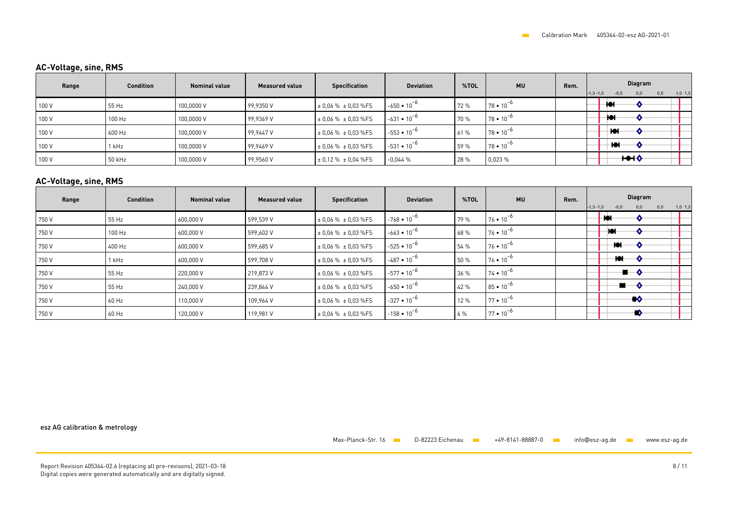## AC-Voltage, sine, RMS

| Range | Condition | Nominal value | Measured value | Specification | Deviation | %TOL | MU | Rem. | Diagram |
|---|---|---|---|---|---|---|---|---|---|
| 100 V | 55 Hz | 100,0000 V | 99,9350 V | ± 0,06 % ± 0,03 %FS | $-650 \cdot 10^{-6}$ | 72 % | $78 \cdot 10^{-6}$ | | |
| 100 V | 100 Hz | 100,0000 V | 99,9369 V | ± 0,06 % ± 0,03 %FS | $-631 \cdot 10^{-6}$ | 70 % | $78 \cdot 10^{-6}$ | | |
| 100 V | 400 Hz | 100,0000 V | 99,9447 V | ± 0,06 % ± 0,03 %FS | $-553 \cdot 10^{-6}$ | 61 % | $78 \cdot 10^{-6}$ | | |
| 100 V | 1 kHz | 100,0000 V | 99,9469 V | ± 0,06 % ± 0,03 %FS | $-531 \cdot 10^{-6}$ | 59 % | $78 \cdot 10^{-6}$ | | |
| 100 V | 50 kHz | 100,0000 V | 99,9560 V | ± 0,12 % ± 0,04 %FS | -0,044 % | 28 % | 0,023 % | | |

## AC-Voltage, sine, RMS

| Range | Condition | Nominal value | Measured value | Specification | Deviation | %TOL | MU | Rem. | Diagram |
|---|---|---|---|---|---|---|---|---|---|
| 750 V | 55 Hz | 600,000 V | 599,539 V | ± 0,06 % ± 0,03 %FS | $-768 \cdot 10^{-6}$ | 79 % | $76 \cdot 10^{-6}$ | | |
| 750 V | 100 Hz | 600,000 V | 599,602 V | ± 0,06 % ± 0,03 %FS | $-663 \cdot 10^{-6}$ | 68 % | $76 \cdot 10^{-6}$ | | |
| 750 V | 400 Hz | 600,000 V | 599,685 V | ± 0,06 % ± 0,03 %FS | $-525 \cdot 10^{-6}$ | 54 % | $76 \cdot 10^{-6}$ | | |
| 750 V | 1 kHz | 600,000 V | 599,708 V | ± 0,06 % ± 0,03 %FS | $-487 \cdot 10^{-6}$ | 50 % | $76 \cdot 10^{-6}$ | | |
| 750 V | 55 Hz | 220,000 V | 219,873 V | ± 0,06 % ± 0,03 %FS | $-577 \cdot 10^{-6}$ | 36 % | $74 \cdot 10^{-6}$ | | |
| 750 V | 55 Hz | 240,000 V | 239,844 V | ± 0,06 % ± 0,03 %FS | $-650 \cdot 10^{-6}$ | 42 % | $85 \cdot 10^{-6}$ | | |
| 750 V | 60 Hz | 110,000 V | 109,964 V | ± 0,06 % ± 0,03 %FS | $-327 \cdot 10^{-6}$ | 12 % | $77 \cdot 10^{-6}$ | | |
| 750 V | 60 Hz | 120,000 V | 119,981 V | ± 0,06 % ± 0,03 %FS | $-158 \cdot 10^{-6}$ | 6 % | $77 \cdot 10^{-6}$ | | |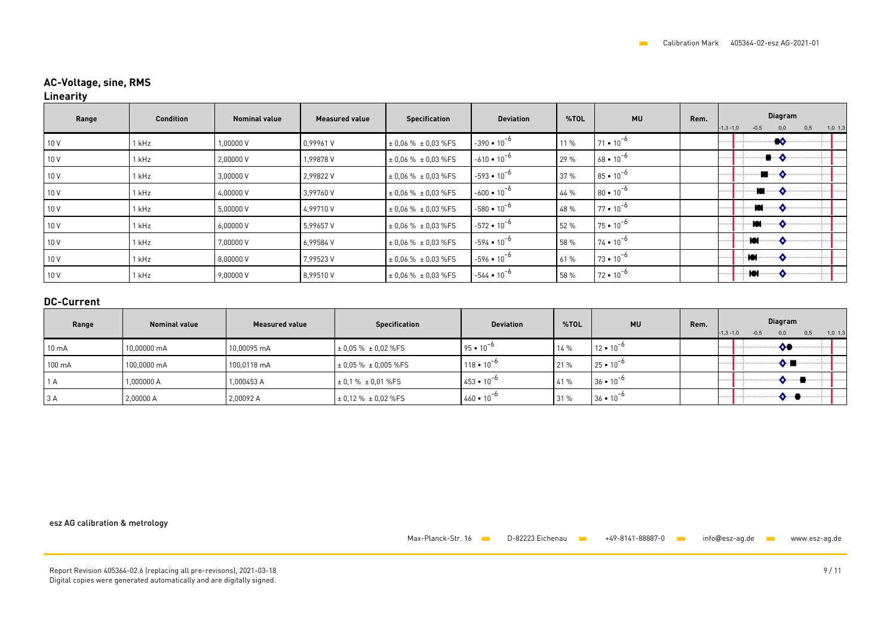Calibration Mark 405364-02-esz AG-2021-01

## AC-Voltage, sine, RMS

### Linearity

| Range | Condition | Nominal value | Measured value | Specification | Deviation | %TOL | MU | Rem. | Diagram |
|---|---|---|---|---|---|---|---|---|---|
| 10 V | 1 kHz | 1,00000 V | 0,99961 V | ± 0,06 % ± 0,03 %FS | $-390 \cdot 10^{-6}$ | 11 % | $71 \cdot 10^{-6}$ | | |
| 10 V | 1 kHz | 2,00000 V | 1,99878 V | ± 0,06 % ± 0,03 %FS | $-610 \cdot 10^{-6}$ | 29 % | $68 \cdot 10^{-6}$ | | |
| 10 V | 1 kHz | 3,00000 V | 2,99822 V | ± 0,06 % ± 0,03 %FS | $-593 \cdot 10^{-6}$ | 37 % | $85 \cdot 10^{-6}$ | | |
| 10 V | 1 kHz | 4,00000 V | 3,99760 V | ± 0,06 % ± 0,03 %FS | $-600 \cdot 10^{-6}$ | 44 % | $80 \cdot 10^{-6}$ | | |
| 10 V | 1 kHz | 5,00000 V | 4,99710 V | ± 0,06 % ± 0,03 %FS | $-580 \cdot 10^{-6}$ | 48 % | $77 \cdot 10^{-6}$ | | |
| 10 V | 1 kHz | 6,00000 V | 5,99657 V | ± 0,06 % ± 0,03 %FS | $-572 \cdot 10^{-6}$ | 52 % | $75 \cdot 10^{-6}$ | | |
| 10 V | 1 kHz | 7,00000 V | 6,99584 V | ± 0,06 % ± 0,03 %FS | $-594 \cdot 10^{-6}$ | 58 % | $74 \cdot 10^{-6}$ | | |
| 10 V | 1 kHz | 8,00000 V | 7,99523 V | ± 0,06 % ± 0,03 %FS | $-596 \cdot 10^{-6}$ | 61 % | $73 \cdot 10^{-6}$ | | |
| 10 V | 1 kHz | 9,00000 V | 8,99510 V | ± 0,06 % ± 0,03 %FS | $-544 \cdot 10^{-6}$ | 58 % | $72 \cdot 10^{-6}$ | | |

## DC-Current

| Range | Nominal value | Measured value | Specification | Deviation | %TOL | MU | Rem. | Diagram |
|---|---|---|---|---|---|---|---|---|
| 10 mA | 10,00000 mA | 10,00095 mA | ± 0,05 % ± 0,02 %FS | $95 \cdot 10^{-6}$ | 14 % | $12 \cdot 10^{-6}$ | | |
| 100 mA | 100,0000 mA | 100,0118 mA | ± 0,05 % ± 0,005 %FS | $118 \cdot 10^{-6}$ | 21 % | $25 \cdot 10^{-6}$ | | |
| 1 A | 1,000000 A | 1,000453 A | ± 0,1 % ± 0,01 %FS | $453 \cdot 10^{-6}$ | 41 % | $36 \cdot 10^{-6}$ | | |
| 3 A | 2,00000 A | 2,00092 A | ± 0,12 % ± 0,02 %FS | $460 \cdot 10^{-6}$ | 31 % | $36 \cdot 10^{-6}$ | | |

esz AG calibration & metrology

Max-Planck-Str. 16 · D-82223 Eichenau · +49-8141-88887-0 · info@esz-ag.de · www.esz-ag.de

Report Revision 405364-02.6 (replacing all pre-revisons), 2021-03-18
Digital copies were generated automatically and are digitally signed.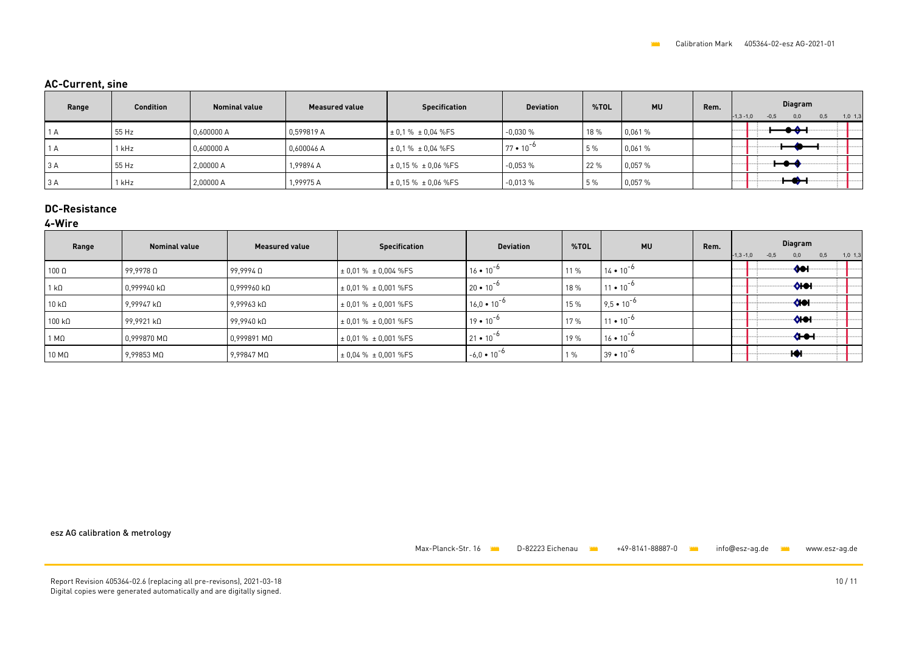## AC-Current, sine

| Range | Condition | Nominal value | Measured value | Specification | Deviation | %TOL | MU | Rem. | Diagram |
|---|---|---|---|---|---|---|---|---|---|
| 1 A | 55 Hz | 0,600000 A | 0,599819 A | ± 0,1 % ± 0,04 %FS | -0,030 % | 18 % | 0,061 % | | |
| 1 A | 1 kHz | 0,600000 A | 0,600046 A | ± 0,1 % ± 0,04 %FS | $77 \cdot 10^{-6}$ | 5 % | 0,061 % | | |
| 3 A | 55 Hz | 2,00000 A | 1,99894 A | ± 0,15 % ± 0,06 %FS | -0,053 % | 22 % | 0,057 % | | |
| 3 A | 1 kHz | 2,00000 A | 1,99975 A | ± 0,15 % ± 0,06 %FS | -0,013 % | 5 % | 0,057 % | | |

## DC-Resistance

### 4-Wire

| Range | Nominal value | Measured value | Specification | Deviation | %TOL | MU | Rem. | Diagram |
|---|---|---|---|---|---|---|---|---|
| 100 Ω | 99,9978 Ω | 99,9994 Ω | ± 0,01 % ± 0,004 %FS | $16 \cdot 10^{-6}$ | 11 % | $14 \cdot 10^{-6}$ | | |
| 1 kΩ | 0,999940 kΩ | 0,999960 kΩ | ± 0,01 % ± 0,001 %FS | $20 \cdot 10^{-6}$ | 18 % | $11 \cdot 10^{-6}$ | | |
| 10 kΩ | 9,99947 kΩ | 9,99963 kΩ | ± 0,01 % ± 0,001 %FS | $16,0 \cdot 10^{-6}$ | 15 % | $9,5 \cdot 10^{-6}$ | | |
| 100 kΩ | 99,9921 kΩ | 99,9940 kΩ | ± 0,01 % ± 0,001 %FS | $19 \cdot 10^{-6}$ | 17 % | $11 \cdot 10^{-6}$ | | |
| 1 MΩ | 0,999870 MΩ | 0,999891 MΩ | ± 0,01 % ± 0,001 %FS | $21 \cdot 10^{-6}$ | 19 % | $16 \cdot 10^{-6}$ | | |
| 10 MΩ | 9,99853 MΩ | 9,99847 MΩ | ± 0,04 % ± 0,001 %FS | $-6,0 \cdot 10^{-6}$ | 1 % | $39 \cdot 10^{-6}$ | | |

esz AG calibration & metrology

Max-Planck-Str. 16 D-82223 Eichenau +49-8141-88887-0 info@esz-ag.de www.esz-ag.de

Report Revision 405364-02.6 (replacing all pre-revisons), 2021-03-18
Digital copies were generated automatically and are digitally signed.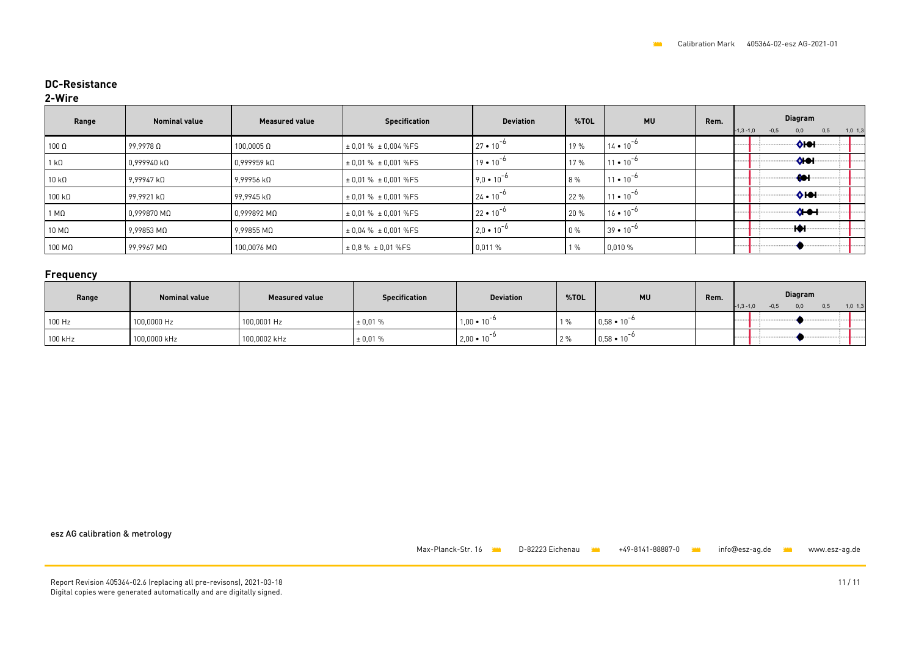Calibration Mark 405364-02-esz AG-2021-01

## DC-Resistance

### 2-Wire

| Range | Nominal value | Measured value | Specification | Deviation | %TOL | MU | Rem. | Diagram |
|---|---|---|---|---|---|---|---|---|
| 100 Ω | 99,9978 Ω | 100,0005 Ω | ± 0,01 % ± 0,004 %FS | $27 \cdot 10^{-6}$ | 19 % | $14 \cdot 10^{-6}$ | | |
| 1 kΩ | 0,999940 kΩ | 0,999959 kΩ | ± 0,01 % ± 0,001 %FS | $19 \cdot 10^{-6}$ | 17 % | $11 \cdot 10^{-6}$ | | |
| 10 kΩ | 9,99947 kΩ | 9,99956 kΩ | ± 0,01 % ± 0,001 %FS | $9,0 \cdot 10^{-6}$ | 8 % | $11 \cdot 10^{-6}$ | | |
| 100 kΩ | 99,9921 kΩ | 99,9945 kΩ | ± 0,01 % ± 0,001 %FS | $24 \cdot 10^{-6}$ | 22 % | $11 \cdot 10^{-6}$ | | |
| 1 MΩ | 0,999870 MΩ | 0,999892 MΩ | ± 0,01 % ± 0,001 %FS | $22 \cdot 10^{-6}$ | 20 % | $16 \cdot 10^{-6}$ | | |
| 10 MΩ | 9,99853 MΩ | 9,99855 MΩ | ± 0,04 % ± 0,001 %FS | $2,0 \cdot 10^{-6}$ | 0 % | $39 \cdot 10^{-6}$ | | |
| 100 MΩ | 99,9967 MΩ | 100,0076 MΩ | ± 0,8 % ± 0,01 %FS | 0,011 % | 1 % | 0,010 % | | |

Diagram axis: -1,3 -1,0 -0,5 0,0 0,5 1,0 1,3

## Frequency

| Range | Nominal value | Measured value | Specification | Deviation | %TOL | MU | Rem. | Diagram |
|---|---|---|---|---|---|---|---|---|
| 100 Hz | 100,0000 Hz | 100,0001 Hz | ± 0,01 % | $1,00 \cdot 10^{-6}$ | 1 % | $0,58 \cdot 10^{-6}$ | | |
| 100 kHz | 100,0000 kHz | 100,0002 kHz | ± 0,01 % | $2,00 \cdot 10^{-6}$ | 2 % | $0,58 \cdot 10^{-6}$ | | |

Diagram axis: -1,3 -1,0 -0,5 0,0 0,5 1,0 1,3

esz AG calibration & metrology

Max-Planck-Str. 16 D-82223 Eichenau +49-8141-88887-0 info@esz-ag.de www.esz-ag.de

Report Revision 405364-02.6 (replacing all pre-revisons), 2021-03-18
Digital copies were generated automatically and are digitally signed.